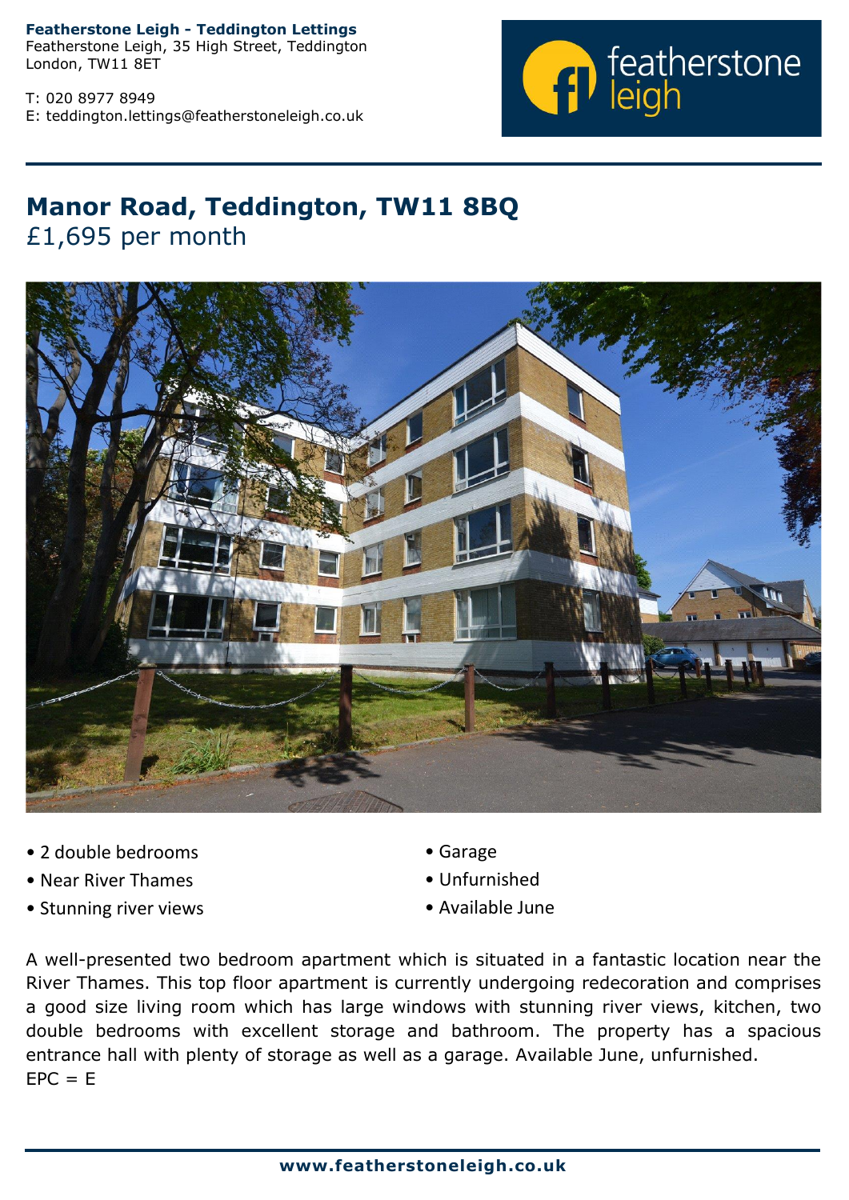**Featherstone Leigh - Teddington Lettings**
Featherstone Leigh, 35 High Street, Teddington
London, TW11 8ET

T: 020 8977 8949
E: teddington.lettings@featherstoneleigh.co.uk

# Manor Road, Teddington, TW11 8BQ

£1,695 per month

- 2 double bedrooms
- Near River Thames
- Stunning river views
- Garage
- Unfurnished
- Available June

A well-presented two bedroom apartment which is situated in a fantastic location near the River Thames. This top floor apartment is currently undergoing redecoration and comprises a good size living room which has large windows with stunning river views, kitchen, two double bedrooms with excellent storage and bathroom. The property has a spacious entrance hall with plenty of storage as well as a garage. Available June, unfurnished.
EPC = E

**www.featherstoneleigh.co.uk**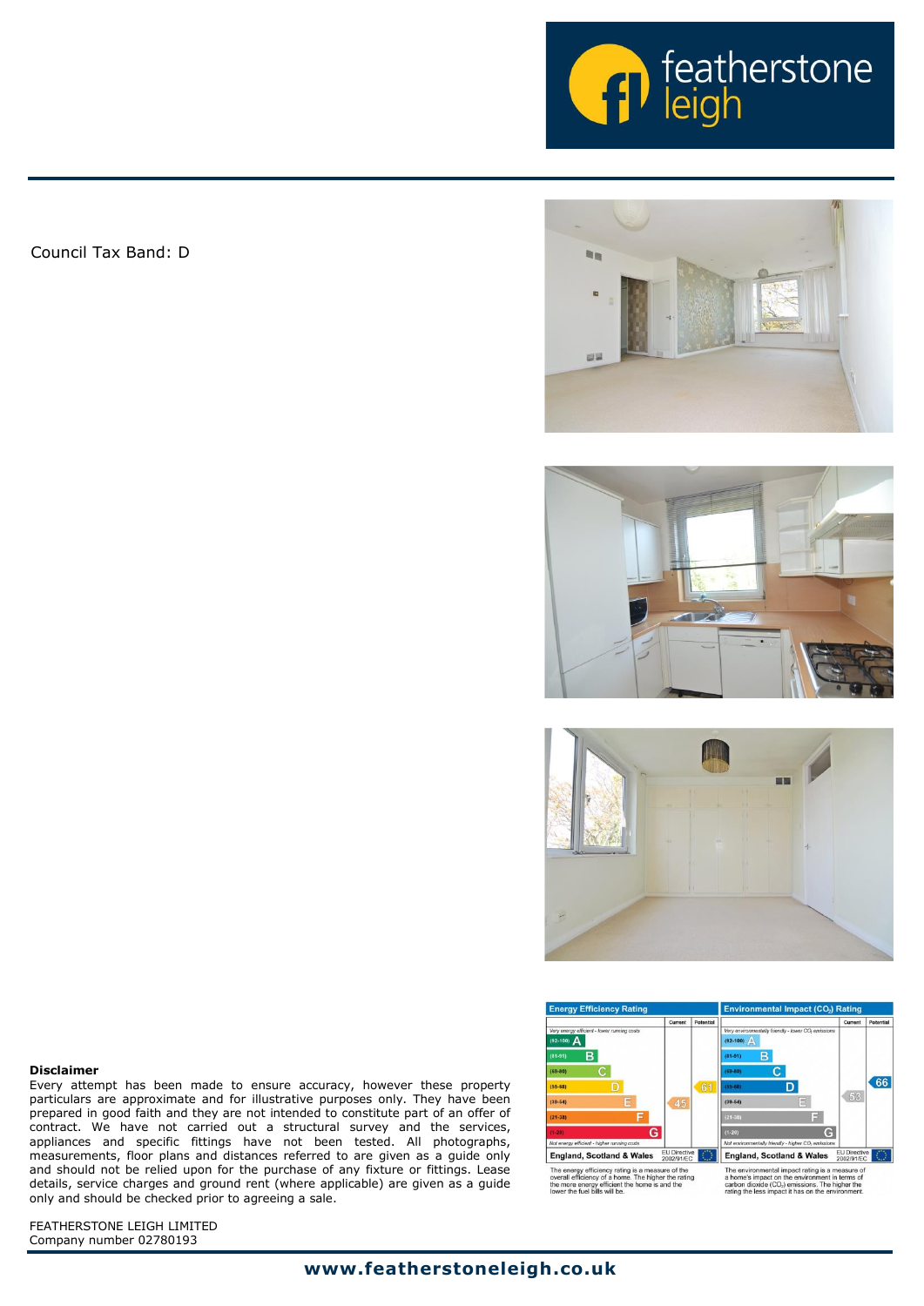Council Tax Band: D

Energy Efficiency Rating

Current Potential

Very energy efficient - lower running costs

(92-100) A

(81-91) B

(69-80) C

(55-68) D

(39-54) E

(21-38) F

(1-20) G

Not energy efficient - higher running costs

45 61

England, Scotland & Wales EU Directive 2002/91/EC

The energy efficiency rating is a measure of the overall efficiency of a home. The higher the rating the more energy efficient the home is and the lower the fuel bills will be.

Environmental Impact ($CO_2$) Rating

Current Potential

Very environmentally friendly - lower $CO_2$ emissions

(92-100) A

(81-91) B

(69-80) C

(55-68) D

(39-54) E

(21-38) F

(1-20) G

Not environmentally friendly - higher $CO_2$ emissions

53 66

England, Scotland & Wales EU Directive 2002/91/EC

The environmental impact rating is a measure of a home's impact on the environment in terms of carbon dioxide ($CO_2$) emissions. The higher the rating the less impact it has on the environment.

**Disclaimer**

Every attempt has been made to ensure accuracy, however these property particulars are approximate and for illustrative purposes only. They have been prepared in good faith and they are not intended to constitute part of an offer of contract. We have not carried out a structural survey and the services, appliances and specific fittings have not been tested. All photographs, measurements, floor plans and distances referred to are given as a guide only and should not be relied upon for the purchase of any fixture or fittings. Lease details, service charges and ground rent (where applicable) are given as a guide only and should be checked prior to agreeing a sale.

FEATHERSTONE LEIGH LIMITED
Company number 02780193

**www.featherstoneleigh.co.uk**